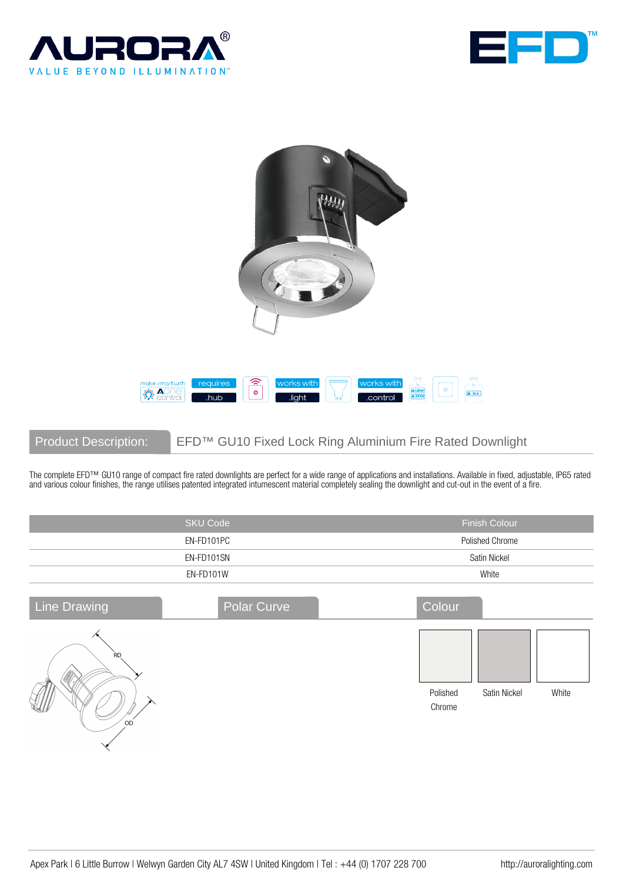## Product Description: EFD™ GU10 Fixed Lock Ring Aluminium Fire Rated Downlight

The complete EFD™ GU10 range of compact fire rated downlights are perfect for a wide range of applications and installations. Available in fixed, adjustable, IP65 rated and various colour finishes, the range utilises patented integrated intumescent material completely sealing the downlight and cut-out in the event of a fire.

| SKU Code | Finish Colour |
|---|---|
| EN-FD101PC | Polished Chrome |
| EN-FD101SN | Satin Nickel |
| EN-FD101W | White |

## Line Drawing

RD

OD

## Polar Curve

## Colour

Polished Chrome

Satin Nickel

White

Apex Park | 6 Little Burrow | Welwyn Garden City AL7 4SW | United Kingdom | Tel : +44 (0) 1707 228 700

http://auroralighting.com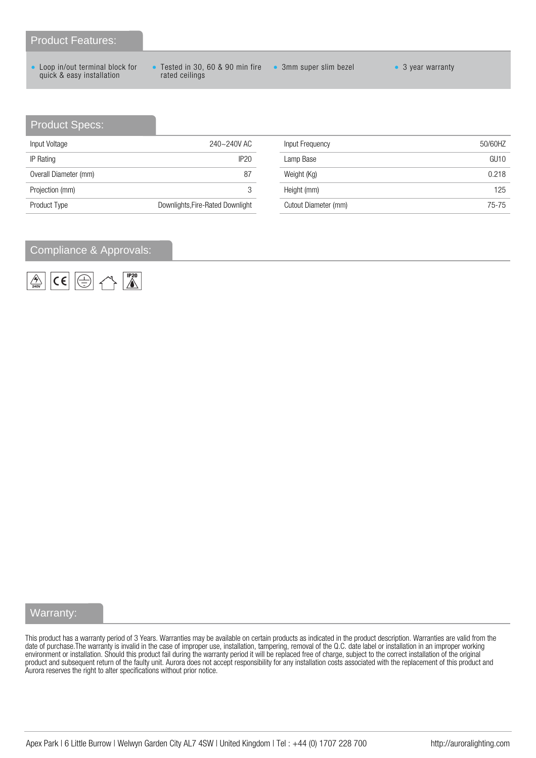## Product Features:

- Loop in/out terminal block for quick & easy installation
- Tested in 30, 60 & 90 min fire rated ceilings
- 3mm super slim bezel
- 3 year warranty

## Product Specs:

| | | | |
|---|---|---|---|
| Input Voltage | 240~240V AC | Input Frequency | 50/60HZ |
| IP Rating | IP20 | Lamp Base | GU10 |
| Overall Diameter (mm) | 87 | Weight (Kg) | 0.218 |
| Projection (mm) | 3 | Height (mm) | 125 |
| Product Type | Downlights,Fire-Rated Downlight | Cutout Diameter (mm) | 75-75 |

## Compliance & Approvals:

240V IP20

## Warranty:

This product has a warranty period of 3 Years. Warranties may be available on certain products as indicated in the product description. Warranties are valid from the date of purchase.The warranty is invalid in the case of improper use, installation, tampering, removal of the Q.C. date label or installation in an improper working environment or installation. Should this product fail during the warranty period it will be replaced free of charge, subject to the correct installation of the original product and subsequent return of the faulty unit. Aurora does not accept responsibility for any installation costs associated with the replacement of this product and Aurora reserves the right to alter specifications without prior notice.

Apex Park | 6 Little Burrow | Welwyn Garden City AL7 4SW | United Kingdom | Tel : +44 (0) 1707 228 700 http://auroralighting.com